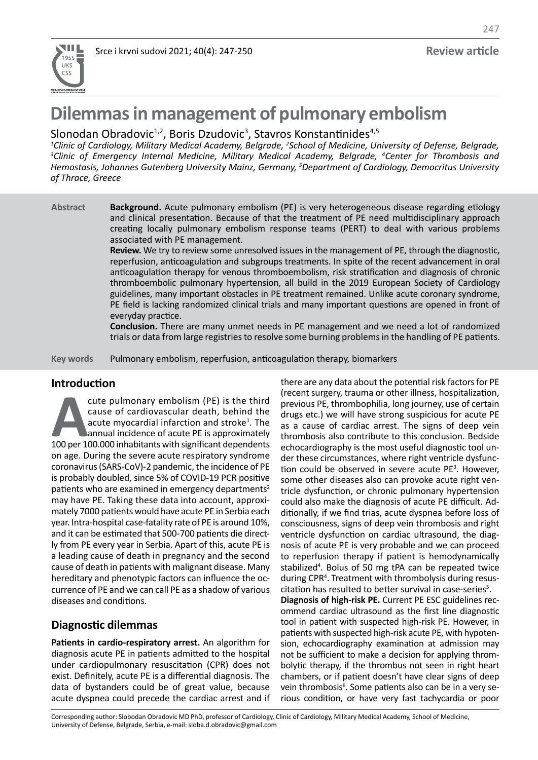# Dilemmas in management of pulmonary embolism

Slonodan Obradovic[1,2], Boris Dzudovic[3], Stavros Konstantinides[4,5]

[1]*Clinic of Cardiology, Military Medical Academy, Belgrade,* [2]*School of Medicine, University of Defense, Belgrade,* [3]*Clinic of Emergency Internal Medicine, Military Medical Academy, Belgrade,* [4]*Center for Thrombosis and Hemostasis, Johannes Gutenberg University Mainz, Germany,* [5]*Department of Cardiology, Democritus University of Thrace, Greece*

**Abstract**

**Background.** Acute pulmonary embolism (PE) is very heterogeneous disease regarding etiology and clinical presentation. Because of that the treatment of PE need multidisciplinary approach creating locally pulmonary embolism response teams (PERT) to deal with various problems associated with PE management.

**Review.** We try to review some unresolved issues in the management of PE, through the diagnostic, reperfusion, anticoagulation and subgroups treatments. In spite of the recent advancement in oral anticoagulation therapy for venous thromboembolism, risk stratification and diagnosis of chronic thromboembolic pulmonary hypertension, all build in the 2019 European Society of Cardiology guidelines, many important obstacles in PE treatment remained. Unlike acute coronary syndrome, PE field is lacking randomized clinical trials and many important questions are opened in front of everyday practice.

**Conclusion.** There are many unmet needs in PE management and we need a lot of randomized trials or data from large registries to resolve some burning problems in the handling of PE patients.

**Key words** Pulmonary embolism, reperfusion, anticoagulation therapy, biomarkers

## Introduction

Acute pulmonary embolism (PE) is the third cause of cardiovascular death, behind the acute myocardial infarction and stroke[1]. The annual incidence of acute PE is approximately 100 per 100.000 inhabitants with significant dependents on age. During the severe acute respiratory syndrome coronavirus (SARS-CoV)-2 pandemic, the incidence of PE is probably doubled, since 5% of COVID-19 PCR positive patients who are examined in emergency departments[2] may have PE. Taking these data into account, approximately 7000 patients would have acute PE in Serbia each year. Intra-hospital case-fatality rate of PE is around 10%, and it can be estimated that 500-700 patients die directly from PE every year in Serbia. Apart of this, acute PE is a leading cause of death in pregnancy and the second cause of death in patients with malignant disease. Many hereditary and phenotypic factors can influence the occurrence of PE and we can call PE as a shadow of various diseases and conditions.

## Diagnostic dilemmas

**Patients in cardio-respiratory arrest.** An algorithm for diagnosis acute PE in patients admitted to the hospital under cardiopulmonary resuscitation (CPR) does not exist. Definitely, acute PE is a differential diagnosis. The data of bystanders could be of great value, because acute dyspnea could precede the cardiac arrest and if there are any data about the potential risk factors for PE (recent surgery, trauma or other illness, hospitalization, previous PE, thrombophilia, long journey, use of certain drugs etc.) we will have strong suspicious for acute PE as a cause of cardiac arrest. The signs of deep vein thrombosis also contribute to this conclusion. Bedside echocardiography is the most useful diagnostic tool under these circumstances, where right ventricle dysfunction could be observed in severe acute PE[3]. However, some other diseases also can provoke acute right ventricle dysfunction, or chronic pulmonary hypertension could also make the diagnosis of acute PE difficult. Additionally, if we find trias, acute dyspnea before loss of consciousness, signs of deep vein thrombosis and right ventricle dysfunction on cardiac ultrasound, the diagnosis of acute PE is very probable and we can proceed to reperfusion therapy if patient is hemodynamically stabilized[4]. Bolus of 50 mg tPA can be repeated twice during CPR[4]. Treatment with thrombolysis during resuscitation has resulted to better survival in case-series[5].

**Diagnosis of high-risk PE.** Current PE ESC guidelines recommend cardiac ultrasound as the first line diagnostic tool in patient with suspected high-risk PE. However, in patients with suspected high-risk acute PE, with hypotension, echocardiography examination at admission may not be sufficient to make a decision for applying thrombolytic therapy, if the thrombus not seen in right heart chambers, or if patient doesn't have clear signs of deep vein thrombosis[6]. Some patients also can be in a very serious condition, or have very fast tachycardia or poor

Corresponding author: Slobodan Obradovic MD PhD, professor of Cardiology, Clinic of Cardiology, Military Medical Academy, School of Medicine, University of Defense, Belgrade, Serbia, e-mail: sloba.d.obradovic@gmail.com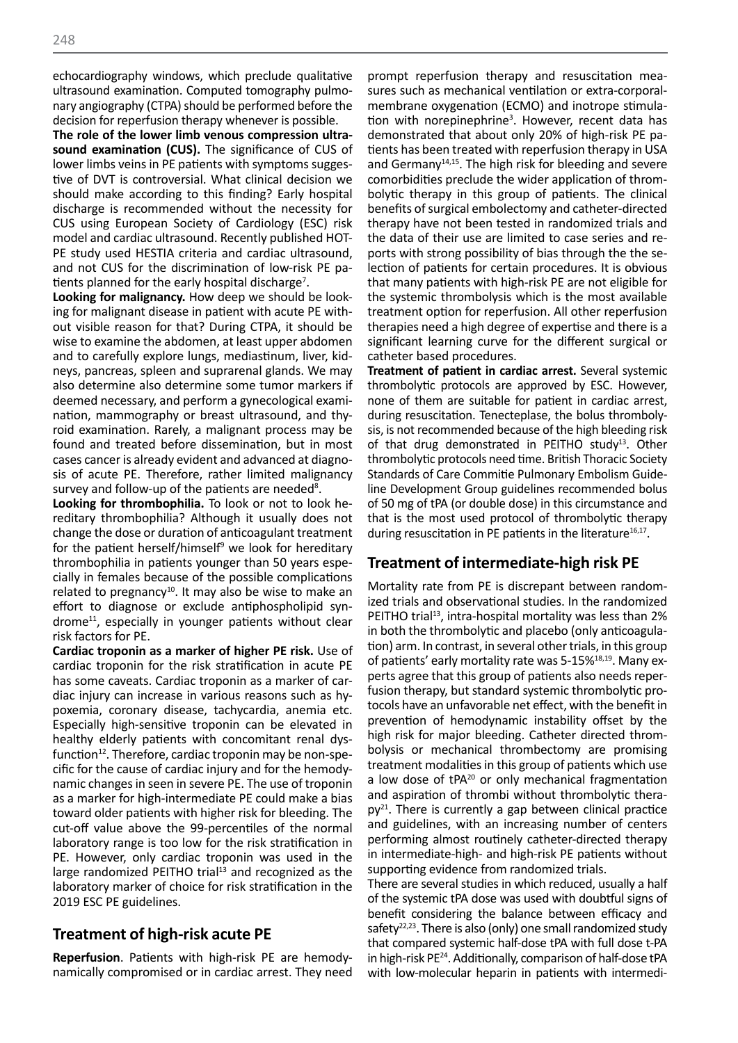echocardiography windows, which preclude qualitative ultrasound examination. Computed tomography pulmonary angiography (CTPA) should be performed before the decision for reperfusion therapy whenever is possible.

**The role of the lower limb venous compression ultrasound examination (CUS).** The significance of CUS of lower limbs veins in PE patients with symptoms suggestive of DVT is controversial. What clinical decision we should make according to this finding? Early hospital discharge is recommended without the necessity for CUS using European Society of Cardiology (ESC) risk model and cardiac ultrasound. Recently published HOT-PE study used HESTIA criteria and cardiac ultrasound, and not CUS for the discrimination of low-risk PE patients planned for the early hospital discharge[7].

**Looking for malignancy.** How deep we should be looking for malignant disease in patient with acute PE without visible reason for that? During CTPA, it should be wise to examine the abdomen, at least upper abdomen and to carefully explore lungs, mediastinum, liver, kidneys, pancreas, spleen and suprarenal glands. We may also determine also determine some tumor markers if deemed necessary, and perform a gynecological examination, mammography or breast ultrasound, and thyroid examination. Rarely, a malignant process may be found and treated before dissemination, but in most cases cancer is already evident and advanced at diagnosis of acute PE. Therefore, rather limited malignancy survey and follow-up of the patients are needed[8].

**Looking for thrombophilia.** To look or not to look hereditary thrombophilia? Although it usually does not change the dose or duration of anticoagulant treatment for the patient herself/himself[9] we look for hereditary thrombophilia in patients younger than 50 years especially in females because of the possible complications related to pregnancy[10]. It may also be wise to make an effort to diagnose or exclude antiphospholipid syndrome[11], especially in younger patients without clear risk factors for PE.

**Cardiac troponin as a marker of higher PE risk.** Use of cardiac troponin for the risk stratification in acute PE has some caveats. Cardiac troponin as a marker of cardiac injury can increase in various reasons such as hypoxemia, coronary disease, tachycardia, anemia etc. Especially high-sensitive troponin can be elevated in healthy elderly patients with concomitant renal dysfunction[12]. Therefore, cardiac troponin may be non-specific for the cause of cardiac injury and for the hemodynamic changes in seen in severe PE. The use of troponin as a marker for high-intermediate PE could make a bias toward older patients with higher risk for bleeding. The cut-off value above the 99-percentiles of the normal laboratory range is too low for the risk stratification in PE. However, only cardiac troponin was used in the large randomized PEITHO trial[13] and recognized as the laboratory marker of choice for risk stratification in the 2019 ESC PE guidelines.

## Treatment of high-risk acute PE

**Reperfusion**. Patients with high-risk PE are hemodynamically compromised or in cardiac arrest. They need prompt reperfusion therapy and resuscitation measures such as mechanical ventilation or extra-corporal-membrane oxygenation (ECMO) and inotrope stimulation with norepinephrine[3]. However, recent data has demonstrated that about only 20% of high-risk PE patients has been treated with reperfusion therapy in USA and Germany[14,15]. The high risk for bleeding and severe comorbidities preclude the wider application of thrombolytic therapy in this group of patients. The clinical benefits of surgical embolectomy and catheter-directed therapy have not been tested in randomized trials and the data of their use are limited to case series and reports with strong possibility of bias through the the selection of patients for certain procedures. It is obvious that many patients with high-risk PE are not eligible for the systemic thrombolysis which is the most available treatment option for reperfusion. All other reperfusion therapies need a high degree of expertise and there is a significant learning curve for the different surgical or catheter based procedures.

**Treatment of patient in cardiac arrest.** Several systemic thrombolytic protocols are approved by ESC. However, none of them are suitable for patient in cardiac arrest, during resuscitation. Tenecteplase, the bolus thrombolysis, is not recommended because of the high bleeding risk of that drug demonstrated in PEITHO study[13]. Other thrombolytic protocols need time. British Thoracic Society Standards of Care Commitie Pulmonary Embolism Guideline Development Group guidelines recommended bolus of 50 mg of tPA (or double dose) in this circumstance and that is the most used protocol of thrombolytic therapy during resuscitation in PE patients in the literature[16,17].

## Treatment of intermediate-high risk PE

Mortality rate from PE is discrepant between randomized trials and observational studies. In the randomized PEITHO trial[13], intra-hospital mortality was less than 2% in both the thrombolytic and placebo (only anticoagulation) arm. In contrast, in several other trials, in this group of patients' early mortality rate was 5-15%[18,19]. Many experts agree that this group of patients also needs reperfusion therapy, but standard systemic thrombolytic protocols have an unfavorable net effect, with the benefit in prevention of hemodynamic instability offset by the high risk for major bleeding. Catheter directed thrombolysis or mechanical thrombectomy are promising treatment modalities in this group of patients which use a low dose of tPA[20] or only mechanical fragmentation and aspiration of thrombi without thrombolytic therapy[21]. There is currently a gap between clinical practice and guidelines, with an increasing number of centers performing almost routinely catheter-directed therapy in intermediate-high- and high-risk PE patients without supporting evidence from randomized trials.

There are several studies in which reduced, usually a half of the systemic tPA dose was used with doubtful signs of benefit considering the balance between efficacy and safety[22,23]. There is also (only) one small randomized study that compared systemic half-dose tPA with full dose t-PA in high-risk PE[24]. Additionally, comparison of half-dose tPA with low-molecular heparin in patients with intermedi-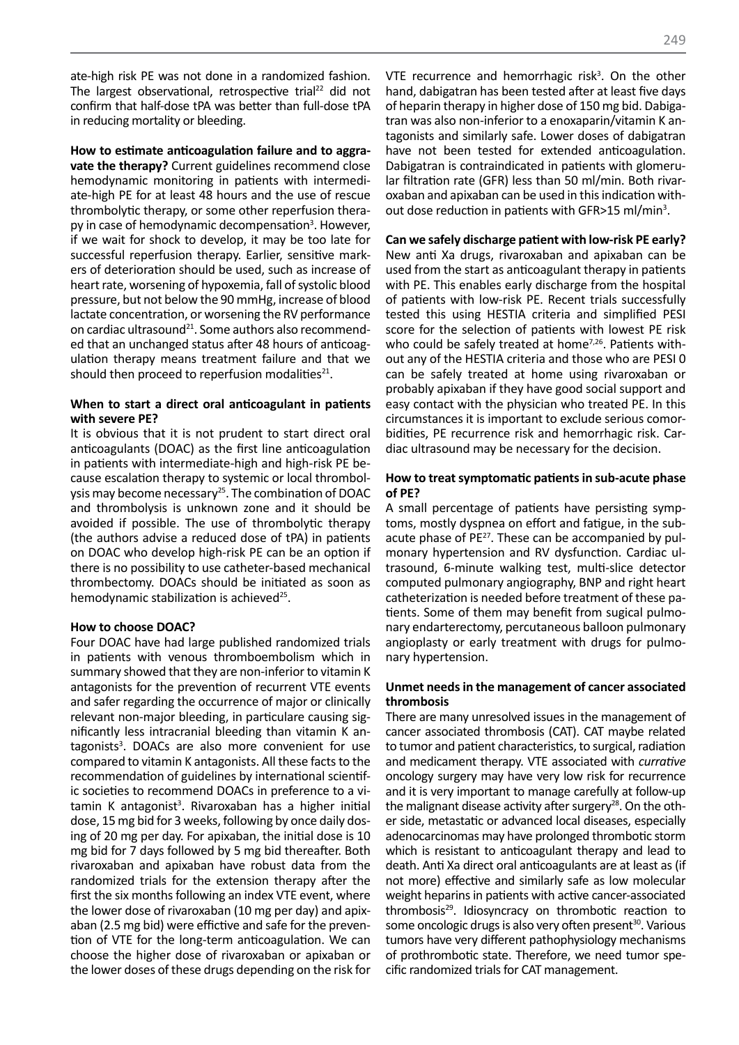ate-high risk PE was not done in a randomized fashion. The largest observational, retrospective trial[22] did not confirm that half-dose tPA was better than full-dose tPA in reducing mortality or bleeding.

**How to estimate anticoagulation failure and to aggravate the therapy?** Current guidelines recommend close hemodynamic monitoring in patients with intermediate-high PE for at least 48 hours and the use of rescue thrombolytic therapy, or some other reperfusion therapy in case of hemodynamic decompensation[3]. However, if we wait for shock to develop, it may be too late for successful reperfusion therapy. Earlier, sensitive markers of deterioration should be used, such as increase of heart rate, worsening of hypoxemia, fall of systolic blood pressure, but not below the 90 mmHg, increase of blood lactate concentration, or worsening the RV performance on cardiac ultrasound[21]. Some authors also recommended that an unchanged status after 48 hours of anticoagulation therapy means treatment failure and that we should then proceed to reperfusion modalities[21].

**When to start a direct oral anticoagulant in patients with severe PE?**

It is obvious that it is not prudent to start direct oral anticoagulants (DOAC) as the first line anticoagulation in patients with intermediate-high and high-risk PE because escalation therapy to systemic or local thrombolysis may become necessary[25]. The combination of DOAC and thrombolysis is unknown zone and it should be avoided if possible. The use of thrombolytic therapy (the authors advise a reduced dose of tPA) in patients on DOAC who develop high-risk PE can be an option if there is no possibility to use catheter-based mechanical thrombectomy. DOACs should be initiated as soon as hemodynamic stabilization is achieved[25].

**How to choose DOAC?**

Four DOAC have had large published randomized trials in patients with venous thromboembolism which in summary showed that they are non-inferior to vitamin K antagonists for the prevention of recurrent VTE events and safer regarding the occurrence of major or clinically relevant non-major bleeding, in particulare causing significantly less intracranial bleeding than vitamin K antagonists[3]. DOACs are also more convenient for use compared to vitamin K antagonists. All these facts to the recommendation of guidelines by international scientific societies to recommend DOACs in preference to a vitamin K antagonist[3]. Rivaroxaban has a higher initial dose, 15 mg bid for 3 weeks, following by once daily dosing of 20 mg per day. For apixaban, the initial dose is 10 mg bid for 7 days followed by 5 mg bid thereafter. Both rivaroxaban and apixaban have robust data from the randomized trials for the extension therapy after the first the six months following an index VTE event, where the lower dose of rivaroxaban (10 mg per day) and apixaban (2.5 mg bid) were effictive and safe for the prevention of VTE for the long-term anticoagulation. We can choose the higher dose of rivaroxaban or apixaban or the lower doses of these drugs depending on the risk for VTE recurrence and hemorrhagic risk[3]. On the other hand, dabigatran has been tested after at least five days of heparin therapy in higher dose of 150 mg bid. Dabigatran was also non-inferior to a enoxaparin/vitamin K antagonists and similarly safe. Lower doses of dabigatran have not been tested for extended anticoagulation. Dabigatran is contraindicated in patients with glomerular filtration rate (GFR) less than 50 ml/min. Both rivaroxaban and apixaban can be used in this indication without dose reduction in patients with GFR>15 ml/min[3].

**Can we safely discharge patient with low-risk PE early?**

New anti Xa drugs, rivaroxaban and apixaban can be used from the start as anticoagulant therapy in patients with PE. This enables early discharge from the hospital of patients with low-risk PE. Recent trials successfully tested this using HESTIA criteria and simplified PESI score for the selection of patients with lowest PE risk who could be safely treated at home[7,26]. Patients without any of the HESTIA criteria and those who are PESI 0 can be safely treated at home using rivaroxaban or probably apixaban if they have good social support and easy contact with the physician who treated PE. In this circumstances it is important to exclude serious comorbidities, PE recurrence risk and hemorrhagic risk. Cardiac ultrasound may be necessary for the decision.

**How to treat symptomatic patients in sub-acute phase of PE?**

A small percentage of patients have persisting symptoms, mostly dyspnea on effort and fatigue, in the subacute phase of PE[27]. These can be accompanied by pulmonary hypertension and RV dysfunction. Cardiac ultrasound, 6-minute walking test, multi-slice detector computed pulmonary angiography, BNP and right heart catheterization is needed before treatment of these patients. Some of them may benefit from sugical pulmonary endarterectomy, percutaneous balloon pulmonary angioplasty or early treatment with drugs for pulmonary hypertension.

**Unmet needs in the management of cancer associated thrombosis**

There are many unresolved issues in the management of cancer associated thrombosis (CAT). CAT maybe related to tumor and patient characteristics, to surgical, radiation and medicament therapy. VTE associated with *currative* oncology surgery may have very low risk for recurrence and it is very important to manage carefully at follow-up the malignant disease activity after surgery[28]. On the other side, metastatic or advanced local diseases, especially adenocarcinomas may have prolonged thrombotic storm which is resistant to anticoagulant therapy and lead to death. Anti Xa direct oral anticoagulants are at least as (if not more) effective and similarly safe as low molecular weight heparins in patients with active cancer-associated thrombosis[29]. Idiosyncracy on thrombotic reaction to some oncologic drugs is also very often present[30]. Various tumors have very different pathophysiology mechanisms of prothrombotic state. Therefore, we need tumor specific randomized trials for CAT management.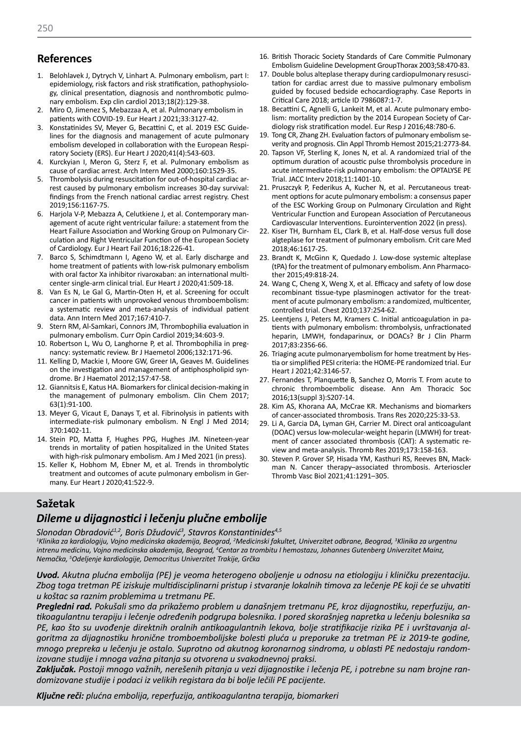## References

1. Belohlavek J, Dytrych V, Linhart A. Pulmonary embolism, part I: epidemiology, risk factors and risk stratification, pathophysiology, clinical presentation, diagnosis and nonthrombotic pulmonary embolism. Exp clin cardiol 2013;18(2):129-38.
2. Miro O, Jimenez S, Mebazzaa A, et al. Pulmonary embolism in patients with COVID-19. Eur Heart J 2021;33:3127-42.
3. Konstantinides SV, Meyer G, Becattini C, et al. 2019 ESC Guidelines for the diagnosis and management of acute pulmonary embolism developed in collaboration with the European Respiratory Society (ERS). Eur Heart J 2020;41(4):543-603.
4. Kurckyian I, Meron G, Sterz F, et al. Pulmonary embolism as cause of cardiac arrest. Arch Intern Med 2000;160:1529-35.
5. Thrombolysis during resuscitation for out-of-hospital cardiac arrest caused by pulmonary embolism increases 30-day survival: findings from the French national cardiac arrest registry. Chest 2019;156:1167-75.
6. Harjola V-P, Mebazza A, Celutkiene J, et al. Contemporary management of acute right ventricular failure: a statement from the Heart Failure Association and Working Group on Pulmonary Circulation and Right Ventricular Function of the European Society of Cardiology. Eur J Heart Fail 2016;18:226-41.
7. Barco S, Schimdtmann I, Ageno W, et al. Early discharge and home treatment of patients with low-risk pulmonary embolism with oral factor Xa inhibitor rivaroxaban: an international multicenter single-arm clinical trial. Eur Heart J 2020;41:509-18.
8. Van Es N, Le Gal G, Martin-Oten H, et al. Screening for occult cancer in patients with unprovoked venous thromboembolism: a systematic review and meta-analysis of individual patient data. Ann Intern Med 2017;167:410-7.
9. Stern RM, Al-Samkari, Connors JM, Thrombophilia evaluation in pulmonary embolism. Curr Opin Cardiol 2019;34:603-9.
10. Robertson L, Wu O, Langhorne P, et al. Thrombophilia in pregnancy: systematic review. Br J Haemetol 2006;132:171-96.
11. Kelling D, Mackie I, Moore GW, Greer IA, Geaves M. Guidelines on the investigation and management of antiphospholipid syndrome. Br J Haematol 2012;157:47-58.
12. Giannitsis E, Katus HA. Biomarkers for clinical decision-making in the management of pulmonary embolism. Clin Chem 2017; 63(1):91-100.
13. Meyer G, Vicaut E, Danays T, et al. Fibrinolysis in patients with intermediate-risk pulmonary embolism. N Engl J Med 2014; 370:1402-11.
14. Stein PD, Matta F, Hughes PPG, Hughes JM. Nineteen-year trends in mortality of patien hospitalized in the United States with high-risk pulmonary embolism. Am J Med 2021 (in press).
15. Keller K, Hobhom M, Ebner M, et al. Trends in thrombolytic treatment and outcomes of acute pulmonary embolism in Germany. Eur Heart J 2020;41:522-9.
16. British Thoracic Society Standards of Care Commitie Pulmonary Embolism Guideline Development GroupThorax 2003;58:470-83.
17. Double bolus alteplase therapy during cardiopulmonary resuscitation for cardiac arrest due to massive pulmonary embolism guided by focused bedside echocardiography. Case Reports in Critical Care 2018; article ID 7986087:1-7.
18. Becattini C, Agnelli G, Lankeit M, et al. Acute pulmonary embolism: mortality prediction by the 2014 European Society of Cardiology risk stratification model. Eur Resp J 2016;48:780-6.
19. Tong CR, Zhang ZH. Evaluation factors of pulmonary embolism severity and prognosis. Clin Appl Thromb Hemost 2015;21:2773-84.
20. Tapson VF, Sterling K, Jones N, et al. A randomized trial of the optimum duration of acoustic pulse thrombolysis procedure in acute intermediate-risk pulmonary embolism: the OPTALYSE PE Trial. JACC Interv 2018;11:1401-10.
21. Pruszczyk P, Federikus A, Kucher N, et al. Percutaneous treatment options for acute pulmonary embolism: a consensus paper of the ESC Working Group on Pulmonary Circulation and Right Ventricular Function and European Association of Percutaneous Cardiovascular Interventions. Eurointervention 2022 (in press).
22. Kiser TH, Burnham EL, Clark B, et al. Half-dose versus full dose algteplase for treatment of pulmonary embolism. Crit care Med 2018;46:1617-25.
23. Brandt K, McGinn K, Quedado J. Low-dose systemic alteplase (tPA) for the treatment of pulmonary embolism. Ann Pharmacother 2015;49:818-24.
24. Wang C, Cheng X, Weng X, et al. Efficacy and safety of low dose recombinant tissue-type plasminogen activator for the treatment of acute pulmonary embolism: a randomized, multicenter, controlled trial. Chest 2010;137:254-62.
25. Leentjens J, Peters M, Kramers C. Initial anticoagulation in patients with pulmonary embolism: thrombolysis, unfractionated heparin, LMWH, fondaparinux, or DOACs? Br J Clin Pharm 2017;83:2356-66.
26. Triaging acute pulmonaryembolism for home treatment by Hestia or simplified PESI criteria: the HOME-PE randomized trial. Eur Heart J 2021;42:3146-57.
27. Fernandes T, Planquette B, Sanchez O, Morris T. From acute to chronic thromboembolic disease. Ann Am Thoracic Soc 2016;13(suppl 3):S207-14.
28. Kim AS, Khorana AA, McCrae KR. Mechanisms and biomarkers of cancer-associated thrombosis. Trans Res 2020;225:33-53.
29. Li A, Garcia DA, Lyman GH, Carrier M. Direct oral anticoagulant (DOAC) versus low-molecular-weight heparin (LMWH) for treatment of cancer associated thrombosis (CAT): A systematic review and meta-analysis. Thromb Res 2019;173:158-163.
30. Steven P. Grover SP, Hisada YM, Kasthuri RS, Reeves BN, Mackman N. Cancer therapy–associated thrombosis. Arterioscler Thromb Vasc Biol 2021;41:1291–305.

## Sažetak

## *Dileme u dijagnostici i lečenju plučne embolije*

*Slonodan Obradović[1,2], Boris Džudović[3], Stavros Konstantinides[4,5]*

*[1]Klinika za kardiologiju, Vojno medicinska akademija, Beograd, [2]Medicinski fakultet, Univerzitet odbrane, Beograd, [3]Klinika za urgentnu intrenu medicinu, Vojno medicinska akademija, Beograd, [4]Centar za trombitu I hemostazu, Johannes Gutenberg Univerzitet Mainz, Nemačka, [5]Odeljenje kardiologije, Democritus Univerzitet Trakije, Grčka*

***Uvod.*** *Akutna plućna embolija (PE) je veoma heterogeno oboljenje u odnosu na etiologiju i kliničku prezentaciju. Zbog toga tretman PE iziskuje multidisciplinarni pristup i stvaranje lokalnih timova za lečenje PE koji će se uhvatiti u koštac sa raznim problemima u tretmanu PE.*

***Pregledni rad.*** *Pokušali smo da prikažemo problem u današnjem tretmanu PE, kroz dijagnostiku, reperfuziju, antikoagulantnu terapiju i lečenje određenih podgrupa bolesnika. I pored skorašnjeg napretka u lečenju bolesnika sa PE, kao što su uvođenje direktnih oralnih antikoagulantnih lekova, bolje stratifikacije rizika PE i uvrštavanja algoritma za dijagnostiku hronične tromboembolijske bolesti pluća u preporuke za tretman PE iz 2019-te godine, mnogo prepreka u lečenju je ostalo. Suprotno od akutnog koronarnog sindroma, u oblasti PE nedostaju randomizovane studije i mnoga važna pitanja su otvorena u svakodnevnoj praksi.*

***Zaključak.*** *Postoji mnogo važnih, nerešenih pitanja u vezi dijagnostike i lečenja PE, i potrebne su nam brojne randomizovane studije i podaci iz velikih registara da bi bolje lečili PE pacijente.*

***Ključne reči:*** *plućna embolija, reperfuzija, antikoagulantna terapija, biomarkeri*